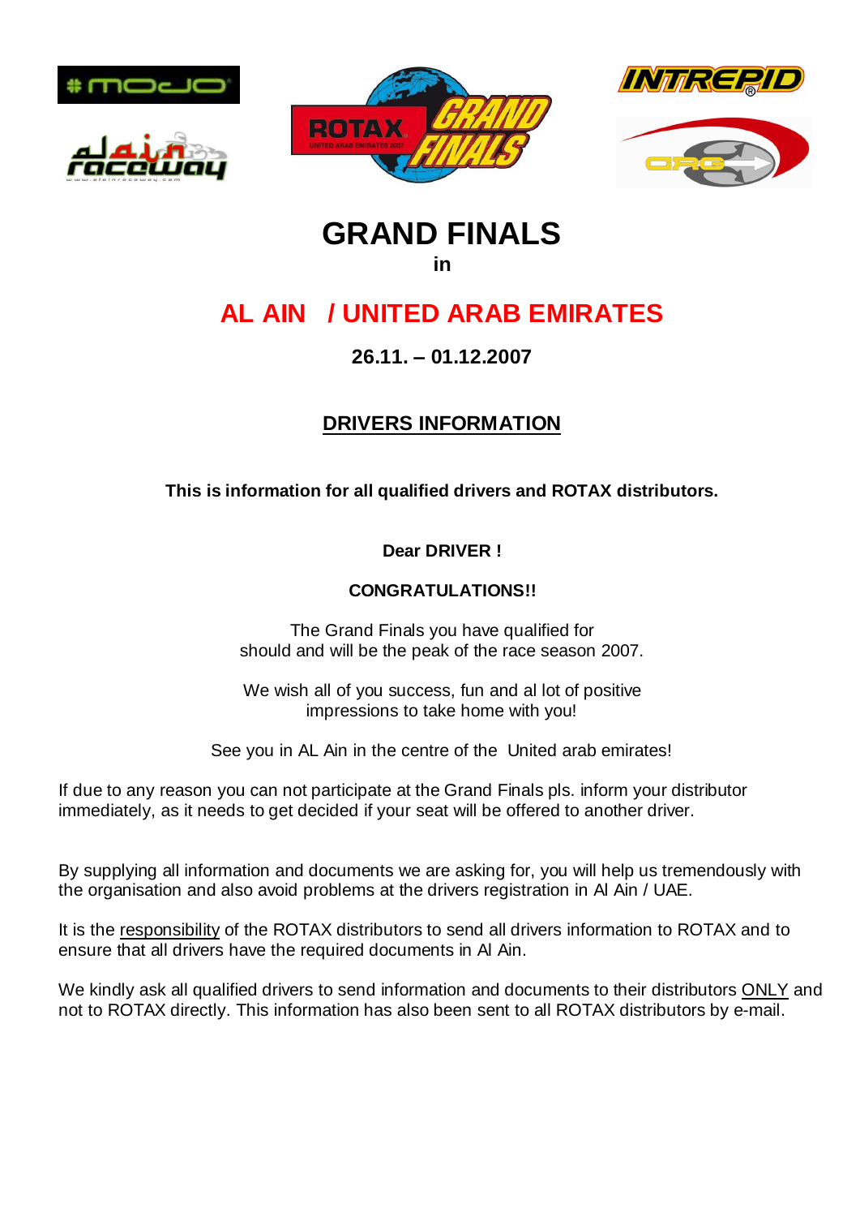# GRAND FINALS

**in**

## AL AIN / UNITED ARAB EMIRATES

**26.11. – 01.12.2007**

## DRIVERS INFORMATION

**This is information for all qualified drivers and ROTAX distributors.**

**Dear DRIVER !**

**CONGRATULATIONS!!**

The Grand Finals you have qualified for
should and will be the peak of the race season 2007.

We wish all of you success, fun and al lot of positive
impressions to take home with you!

See you in AL Ain in the centre of the United arab emirates!

If due to any reason you can not participate at the Grand Finals pls. inform your distributor immediately, as it needs to get decided if your seat will be offered to another driver.

By supplying all information and documents we are asking for, you will help us tremendously with the organisation and also avoid problems at the drivers registration in Al Ain / UAE.

It is the responsibility of the ROTAX distributors to send all drivers information to ROTAX and to ensure that all drivers have the required documents in Al Ain.

We kindly ask all qualified drivers to send information and documents to their distributors ONLY and not to ROTAX directly. This information has also been sent to all ROTAX distributors by e-mail.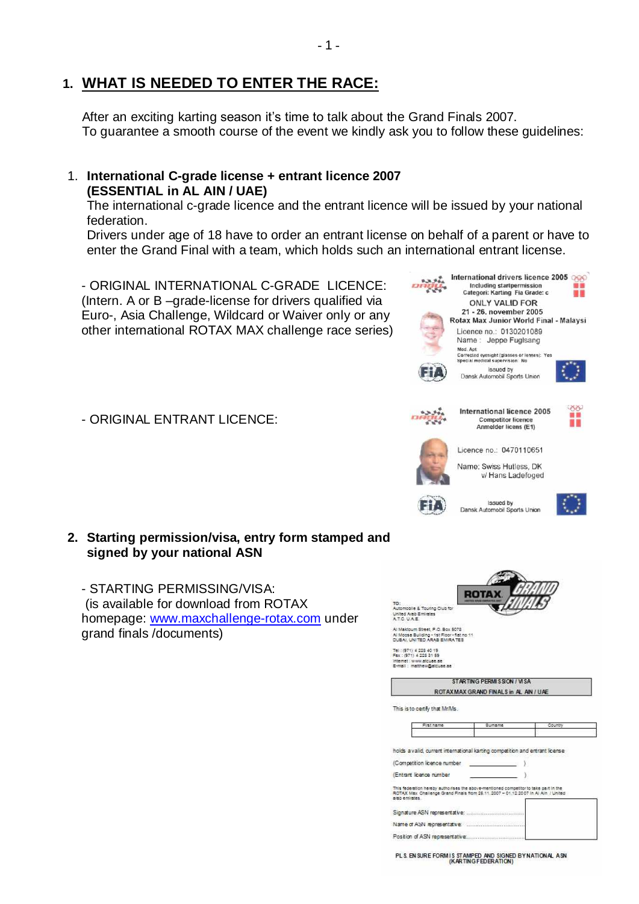# 1. WHAT IS NEEDED TO ENTER THE RACE:

After an exciting karting season it's time to talk about the Grand Finals 2007.
To guarantee a smooth course of the event we kindly ask you to follow these guidelines:

1. **International C-grade license + entrant licence 2007 (ESSENTIAL in AL AIN / UAE)**
   The international c-grade licence and the entrant licence will be issued by your national federation.
   Drivers under age of 18 have to order an entrant license on behalf of a parent or have to enter the Grand Final with a team, which holds such an international entrant license.

   - ORIGINAL INTERNATIONAL C-GRADE LICENCE: (Intern. A or B –grade-license for drivers qualified via Euro-, Asia Challenge, Wildcard or Waiver only or any other international ROTAX MAX challenge race series)

   International drivers licence 2005
   Including startpermission
   Categori: Karting Fia Grade: c
   ONLY VALID FOR
   21 - 26. november 2005
   Rotax Max Junior World Final - Malaysi
   Licence no.: 0130201089
   Name : Jeppe Fuglsang
   Med. Apt
   Corrected eyesight (glasses or lenses): Yes
   Special medical supervision: No
   Issued by
   Dansk Automobil Sports Union

   - ORIGINAL ENTRANT LICENCE:

   International licence 2005
   Competitor licence
   Anmelder licens (E1)
   Licence no.: 0470110651
   Name: Swiss Hutless, DK
   v/ Hans Ladefoged
   Issued by
   Dansk Automobil Sports Union

2. **Starting permission/visa, entry form stamped and signed by your national ASN**

   - STARTING PERMISSING/VISA:
   (is available for download from ROTAX homepage: [www.maxchallenge-rotax.com](http://www.maxchallenge-rotax.com) under grand finals /documents)

   ROTAX GRAND FINALS

   TO:
   Automobile & Touring Club for United Arab Emirates
   A.T.C. U.A.E.

   Al Maktoum Street, P.O. Box 5078
   Al Moosa Building - 1st Floor - flat no 11
   DUBAI, UNITED ARAB EMIRATES

   Tel.: (971) 4 228 40 19
   Fax: (971) 4 228 31 59
   Internet: www.atcuae.ae
   E-mail: matthew@atcuae.ae

   STARTING PERMISSION / VISA
   ROTAX MAX GRAND FINALS in AL AIN / UAE

   This is to certify that Mr/Ms.

   | First name | Surname | Country |
   | --- | --- | --- |
   | | | |

   holds a valid, current international karting competition and entrant license
   (Competition licence number ______ )
   (Entrant licence number ______ )

   This federation hereby authorises the above-mentioned competitor to take part in the ROTAX Max Challenge Grand Finals from 28.11.2007 – 01.12.2007 in Al Ain / United arab emirates.

   Signature ASN representative: ..........
   Name of ASN representative: ..........
   Position of ASN representative: ..........

   PLS. ENSURE FORM IS STAMPED AND SIGNED BY NATIONAL ASN (KARTING FEDERATION)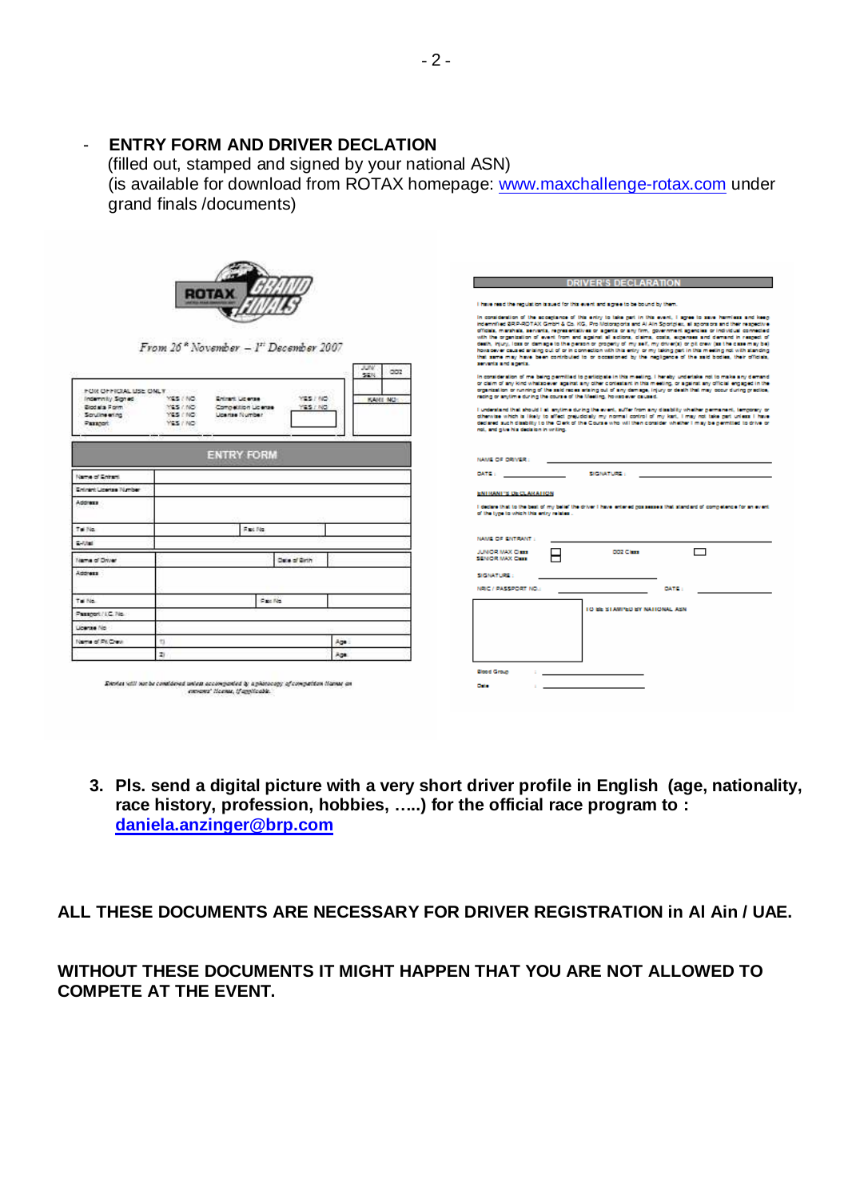- **ENTRY FORM AND DRIVER DECLATION**
  (filled out, stamped and signed by your national ASN)
  (is available for download from ROTAX homepage: www.maxchallenge-rotax.com under grand finals /documents)

3. **Pls. send a digital picture with a very short driver profile in English (age, nationality, race history, profession, hobbies, …..) for the official race program to : daniela.anzinger@brp.com**

**ALL THESE DOCUMENTS ARE NECESSARY FOR DRIVER REGISTRATION in Al Ain / UAE.**

**WITHOUT THESE DOCUMENTS IT MIGHT HAPPEN THAT YOU ARE NOT ALLOWED TO COMPETE AT THE EVENT.**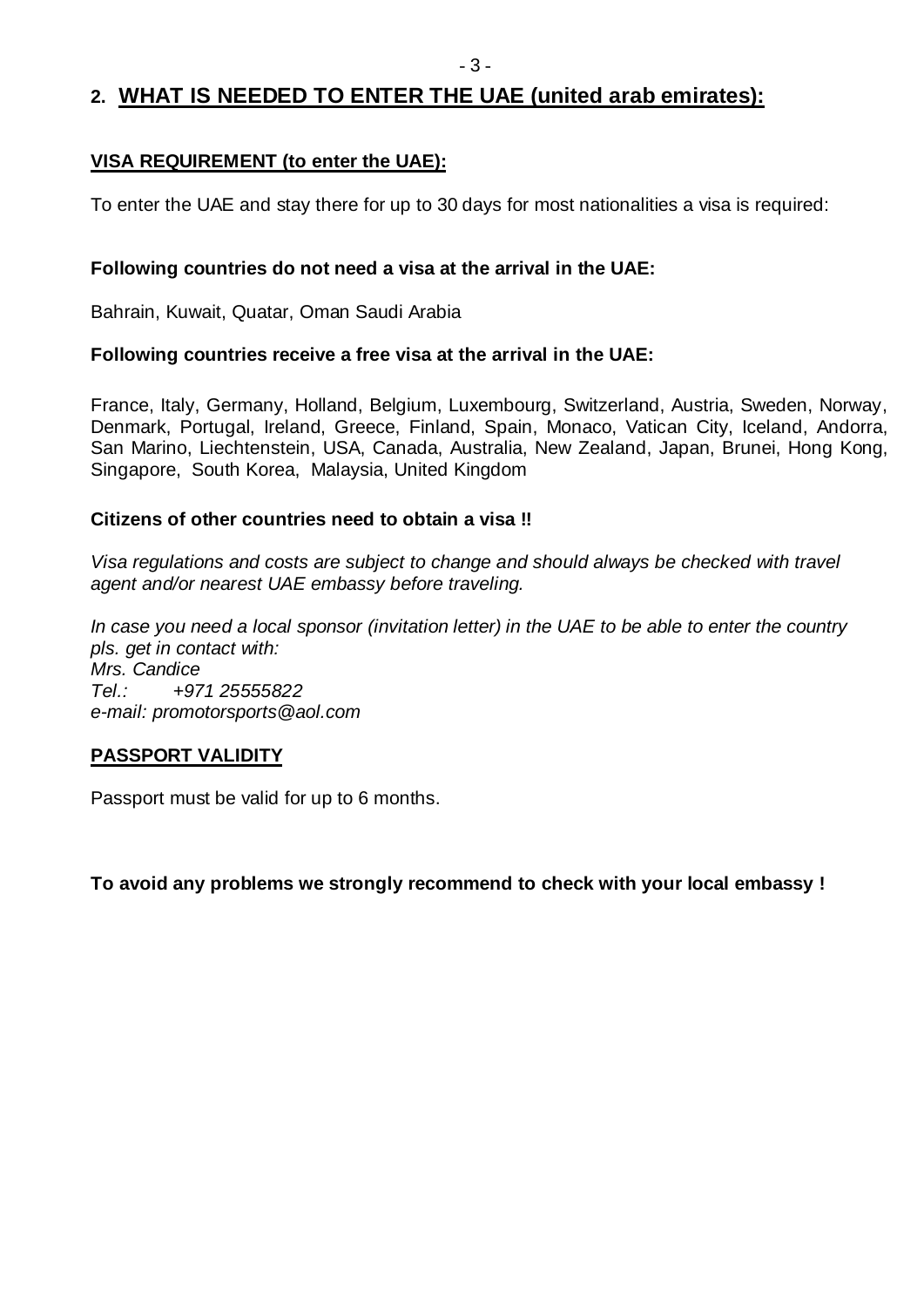## 2. WHAT IS NEEDED TO ENTER THE UAE (united arab emirates):

**VISA REQUIREMENT (to enter the UAE):**

To enter the UAE and stay there for up to 30 days for most nationalities a visa is required:

**Following countries do not need a visa at the arrival in the UAE:**

Bahrain, Kuwait, Quatar, Oman Saudi Arabia

**Following countries receive a free visa at the arrival in the UAE:**

France, Italy, Germany, Holland, Belgium, Luxembourg, Switzerland, Austria, Sweden, Norway, Denmark, Portugal, Ireland, Greece, Finland, Spain, Monaco, Vatican City, Iceland, Andorra, San Marino, Liechtenstein, USA, Canada, Australia, New Zealand, Japan, Brunei, Hong Kong, Singapore, South Korea, Malaysia, United Kingdom

**Citizens of other countries need to obtain a visa !!**

*Visa regulations and costs are subject to change and should always be checked with travel agent and/or nearest UAE embassy before traveling.*

*In case you need a local sponsor (invitation letter) in the UAE to be able to enter the country pls. get in contact with:*
*Mrs. Candice*
*Tel.: +971 25555822*
*e-mail: promotorsports@aol.com*

**PASSPORT VALIDITY**

Passport must be valid for up to 6 months.

**To avoid any problems we strongly recommend to check with your local embassy !**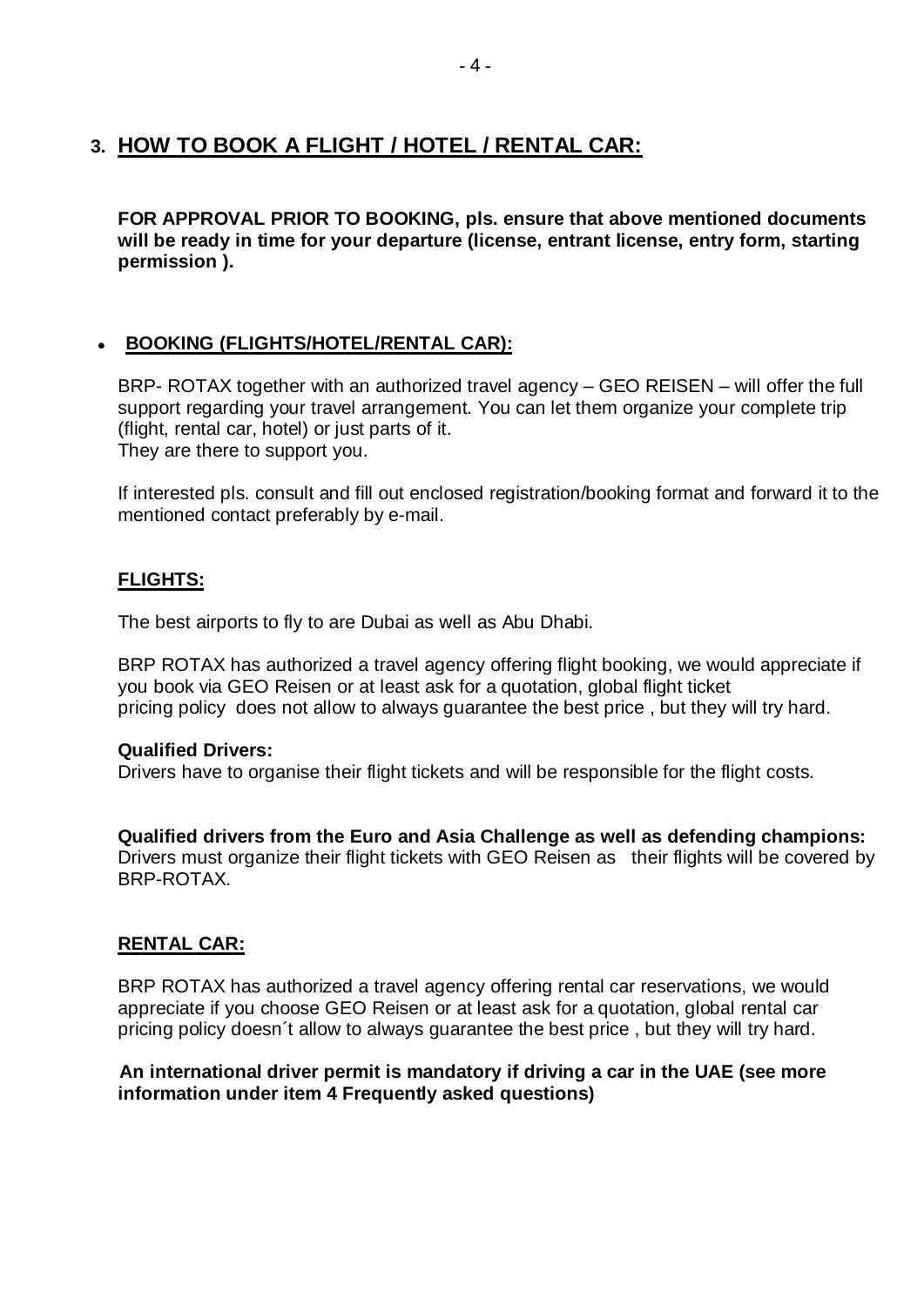## 3. HOW TO BOOK A FLIGHT / HOTEL / RENTAL CAR:

**FOR APPROVAL PRIOR TO BOOKING, pls. ensure that above mentioned documents will be ready in time for your departure (license, entrant license, entry form, starting permission ).**

- **BOOKING (FLIGHTS/HOTEL/RENTAL CAR):**

BRP- ROTAX together with an authorized travel agency – GEO REISEN – will offer the full support regarding your travel arrangement. You can let them organize your complete trip (flight, rental car, hotel) or just parts of it.
They are there to support you.

If interested pls. consult and fill out enclosed registration/booking format and forward it to the mentioned contact preferably by e-mail.

### FLIGHTS:

The best airports to fly to are Dubai as well as Abu Dhabi.

BRP ROTAX has authorized a travel agency offering flight booking, we would appreciate if you book via GEO Reisen or at least ask for a quotation, global flight ticket pricing policy does not allow to always guarantee the best price , but they will try hard.

**Qualified Drivers:**
Drivers have to organise their flight tickets and will be responsible for the flight costs.

**Qualified drivers from the Euro and Asia Challenge as well as defending champions:**
Drivers must organize their flight tickets with GEO Reisen as their flights will be covered by BRP-ROTAX.

### RENTAL CAR:

BRP ROTAX has authorized a travel agency offering rental car reservations, we would appreciate if you choose GEO Reisen or at least ask for a quotation, global rental car pricing policy doesn´t allow to always guarantee the best price , but they will try hard.

**An international driver permit is mandatory if driving a car in the UAE (see more information under item 4 Frequently asked questions)**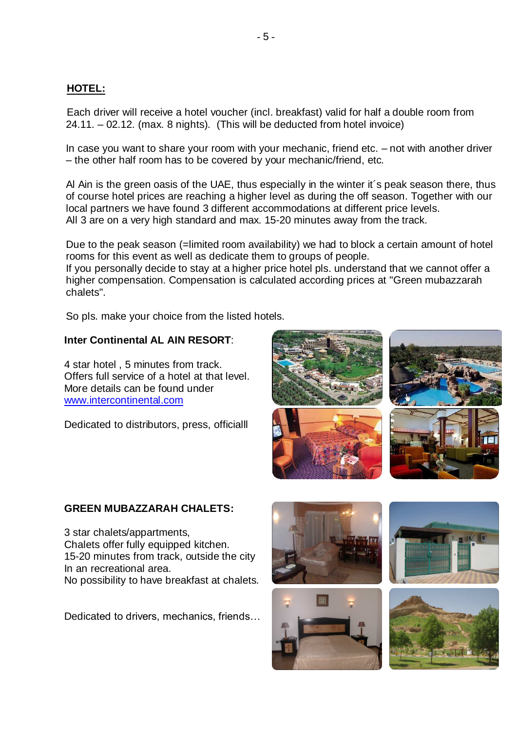## HOTEL:

Each driver will receive a hotel voucher (incl. breakfast) valid for half a double room from 24.11. – 02.12. (max. 8 nights). (This will be deducted from hotel invoice)

In case you want to share your room with your mechanic, friend etc. – not with another driver – the other half room has to be covered by your mechanic/friend, etc.

Al Ain is the green oasis of the UAE, thus especially in the winter it´s peak season there, thus of course hotel prices are reaching a higher level as during the off season. Together with our local partners we have found 3 different accommodations at different price levels.
All 3 are on a very high standard and max. 15-20 minutes away from the track.

Due to the peak season (=limited room availability) we had to block a certain amount of hotel rooms for this event as well as dedicate them to groups of people.
If you personally decide to stay at a higher price hotel pls. understand that we cannot offer a higher compensation. Compensation is calculated according prices at "Green mubazzarah chalets".

So pls. make your choice from the listed hotels.

**Inter Continental AL AIN RESORT**:

4 star hotel , 5 minutes from track.
Offers full service of a hotel at that level.
More details can be found under
www.intercontinental.com

Dedicated to distributors, press, officiall

**GREEN MUBAZZARAH CHALETS:**

3 star chalets/appartments,
Chalets offer fully equipped kitchen.
15-20 minutes from track, outside the city
In an recreational area.
No possibility to have breakfast at chalets.

Dedicated to drivers, mechanics, friends…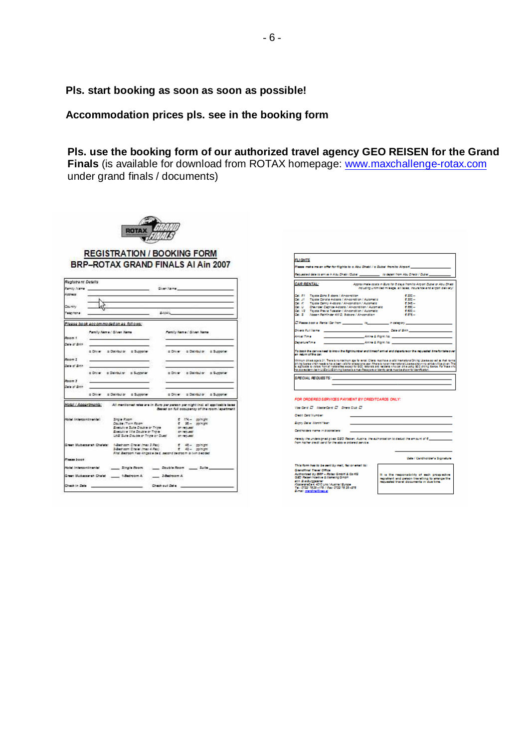**Pls. start booking as soon as soon as possible!**

**Accommodation prices pls. see in the booking form**

**Pls. use the booking form of our authorized travel agency GEO REISEN for the Grand Finals** (is available for download from ROTAX homepage: www.maxchallenge-rotax.com under grand finals / documents)

## REGISTRATION / BOOKING FORM
## BRP–ROTAX GRAND FINALS Al Ain 2007

**Registrant Details**

Family Name ______ Given Name ______

Address ______

Country ______

Telephone ______ E-MAIL ______

**Please book accommodation as follows:**

| | Family Name / Given Name | Family Name / Given Name |
|---|---|---|
| Room 1 | | |
| Date of Birth | | |
| | □ Driver □ Distributor □ Supporter | □ Driver □ Distributor □ Supporter |
| Room 2 | | |
| Date of Birth | | |
| | □ Driver □ Distributor □ Supporter | □ Driver □ Distributor □ Supporter |
| Room 3 | | |
| Date of Birth | | |
| | □ Driver □ Distributor □ Supporter | □ Driver □ Distributor □ Supporter |

**Hotel / Appartments:** All mentioned rates are in Euro per person per night incl. all applicable taxes Based on full occupancy of the room / apartment

| Hotel | Room | Rate |
|---|---|---|
| Hotel Intercontinental: | Single Room | € 174.– pp/night |
| | Double / Twin Room | € 96.– pp/night |
| | Executive Suite Double or Triple | on request |
| | Executive Villa Double or Triple | on request |
| | UAE Suite Double or Triple or Quad | on request |
| Green Mubazzarah Chalets: | 1-Bedroom Chalet (max 2 Pax) | € 48.– pp/night |
| | 2-Bedroom Chalet (max 4 Pax) | € 42.– pp/night |
| | First Bedroom has kingsize bed, second bedroom is twin bedded | |

Please book

Hotel Intercontinental ____ Single Room ____ Double Room ____ Suite ______

Green Mubazzarah Chalet ____ 1-Bedroom A ____ 2-Bedroom A

Check in Date ______ Check out Date ______

**FLIGHTS**

Please make me an offer for flights to □ Abu Dhabi / □ Dubai from/to Airport ______

Requested date to arrive in Abu Dhabi / Dubai ______ to depart from Abu Dhabi / Dubai ______

**CAR RENTAL:** Approximate costs in Euro for 5 days from/to Airport Dubai or Abu Dhabi including unlimited mileage, all taxes, insurance and airport delivery

| Cat. | Car | Price |
|---|---|---|
| Cat. F1 | Toyota Echo 5 doors / Air-condition | € 200.– |
| Cat. J1 | Toyota Corolla 4-doors / Air-condition | € 300.– |
| Cat. K | Toyota Camry 4-doors / Air-condition / Automatic | € 345.– |
| Cat. U | Chevrolet Caprice 4-doors / Air-condition / Automatic | € 550.– |
| Cat. V2 | Toyota Previa 7-seater / Air-condition / Automatic | € 600.– |
| Cat. S | Nissan Pathfinder 4W D, 5-doors / Air-condition | € 575.– |

□ Please book a Rental Car from ______ to ______ in category ______

Drivers Full Name ______ Date of Birth ______

Arrival Time ______ Airline & Flight No. ______

DepartureTime ______ Airline & Flight No. ______

To book the car we need to know the flightnumber and time of arrival and departure or the requested time for take over an return of the car.

Minimum drivers age is 21. There is no maximum age for rental. Clients must have a valid International Driving License as well as their normal driving license which needs to have been valid for at least one year. If there is no an International License shown no vehicle will be given. This is applicable to visitors from all nationalities except for GCC nationals and residents who can drive using GCC driving licence. For those who have a resident visa in UAE a UAE driving licence is a must. Passport or identity cards must be shown for identification.

**SPECIAL REQUESTS:** ______

**FOR ORDERED SERVICES PAYMENT BY CREDITCARDS ONLY:**

Visa Card □ MasterCard □ Diners Club □

Credit Card Number ______

Expiry Date: Month/Year ______

Cardholders name in blockletters ______

Hereby the undersigned gives GEO Reisen, Austria, the authorisation to deduct the amount of € ______ from his/her credit card for the above ordered service.

Date / Cardholder's Signature

This form has to be sent by mail, fax or email to:
Grandfinal Travel Office
Authorised by BRP – Rotax GmbH & Co KG
GEO Reisen Incentive & Marketing GmbH
attn. Eva Burggasser
Klosterstraße 4, 4010 Linz / Austria / Europe
Tel. 0732 / 78 25 – 416 / Fax: 0732 / 78 25 – 416
E-mail: grandfinal@geo.at

It is the responsibility of each prospective registrant and person travelling to arrange the requested travel documents in due time.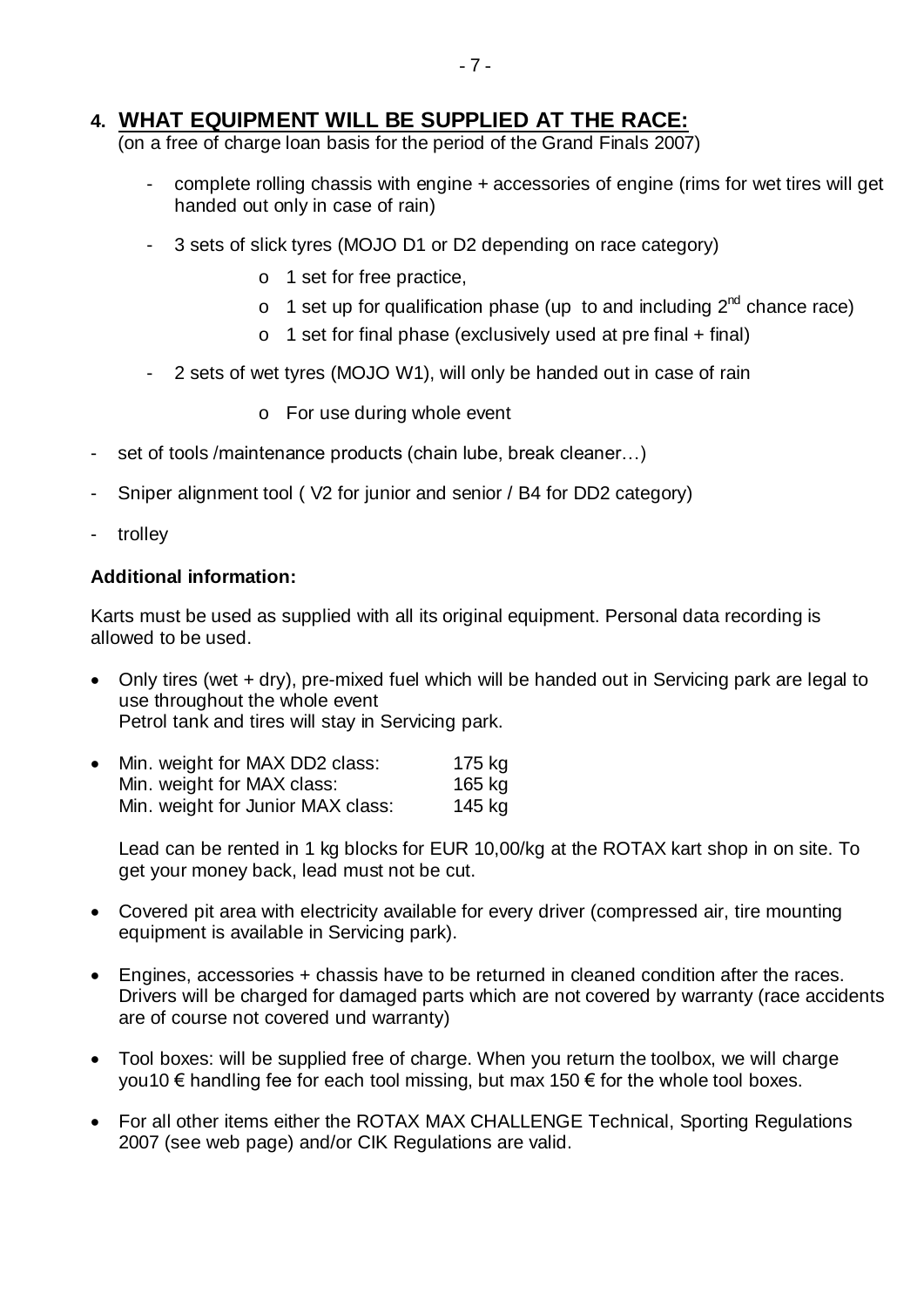## 4. WHAT EQUIPMENT WILL BE SUPPLIED AT THE RACE:

(on a free of charge loan basis for the period of the Grand Finals 2007)

- complete rolling chassis with engine + accessories of engine (rims for wet tires will get handed out only in case of rain)
- 3 sets of slick tyres (MOJO D1 or D2 depending on race category)
  - 1 set for free practice,
  - 1 set up for qualification phase (up to and including 2nd chance race)
  - 1 set for final phase (exclusively used at pre final + final)
- 2 sets of wet tyres (MOJO W1), will only be handed out in case of rain
  - For use during whole event

- set of tools /maintenance products (chain lube, break cleaner…)
- Sniper alignment tool ( V2 for junior and senior / B4 for DD2 category)
- trolley

**Additional information:**

Karts must be used as supplied with all its original equipment. Personal data recording is allowed to be used.

- Only tires (wet + dry), pre-mixed fuel which will be handed out in Servicing park are legal to use throughout the whole event
  Petrol tank and tires will stay in Servicing park.
- Min. weight for MAX DD2 class: 175 kg
  Min. weight for MAX class: 165 kg
  Min. weight for Junior MAX class: 145 kg

  Lead can be rented in 1 kg blocks for EUR 10,00/kg at the ROTAX kart shop in on site. To get your money back, lead must not be cut.
- Covered pit area with electricity available for every driver (compressed air, tire mounting equipment is available in Servicing park).
- Engines, accessories + chassis have to be returned in cleaned condition after the races. Drivers will be charged for damaged parts which are not covered by warranty (race accidents are of course not covered und warranty)
- Tool boxes: will be supplied free of charge. When you return the toolbox, we will charge you10 € handling fee for each tool missing, but max 150 € for the whole tool boxes.
- For all other items either the ROTAX MAX CHALLENGE Technical, Sporting Regulations 2007 (see web page) and/or CIK Regulations are valid.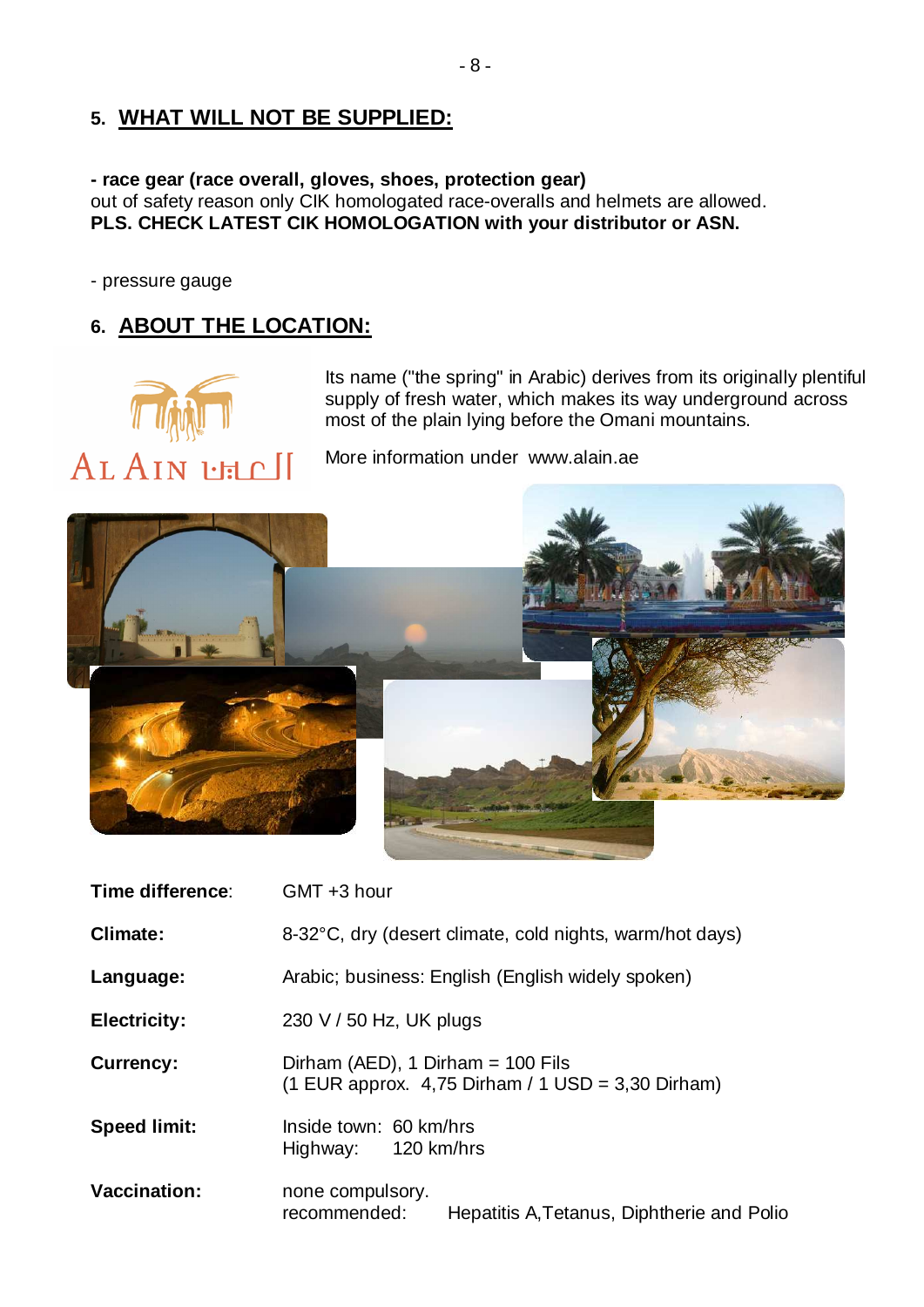## 5. WHAT WILL NOT BE SUPPLIED:

**- race gear (race overall, gloves, shoes, protection gear)**
out of safety reason only CIK homologated race-overalls and helmets are allowed.
**PLS. CHECK LATEST CIK HOMOLOGATION with your distributor or ASN.**

- pressure gauge

## 6. ABOUT THE LOCATION:

Its name ("the spring" in Arabic) derives from its originally plentiful supply of fresh water, which makes its way underground across most of the plain lying before the Omani mountains.

More information under www.alain.ae

| | |
|---|---|
| **Time difference**: | GMT +3 hour |
| **Climate:** | 8-32°C, dry (desert climate, cold nights, warm/hot days) |
| **Language:** | Arabic; business: English (English widely spoken) |
| **Electricity:** | 230 V / 50 Hz, UK plugs |
| **Currency:** | Dirham (AED), 1 Dirham = 100 Fils<br>(1 EUR approx. 4,75 Dirham / 1 USD = 3,30 Dirham) |
| **Speed limit:** | Inside town: 60 km/hrs<br>Highway: 120 km/hrs |
| **Vaccination:** | none compulsory.<br>recommended: Hepatitis A,Tetanus, Diphtherie and Polio |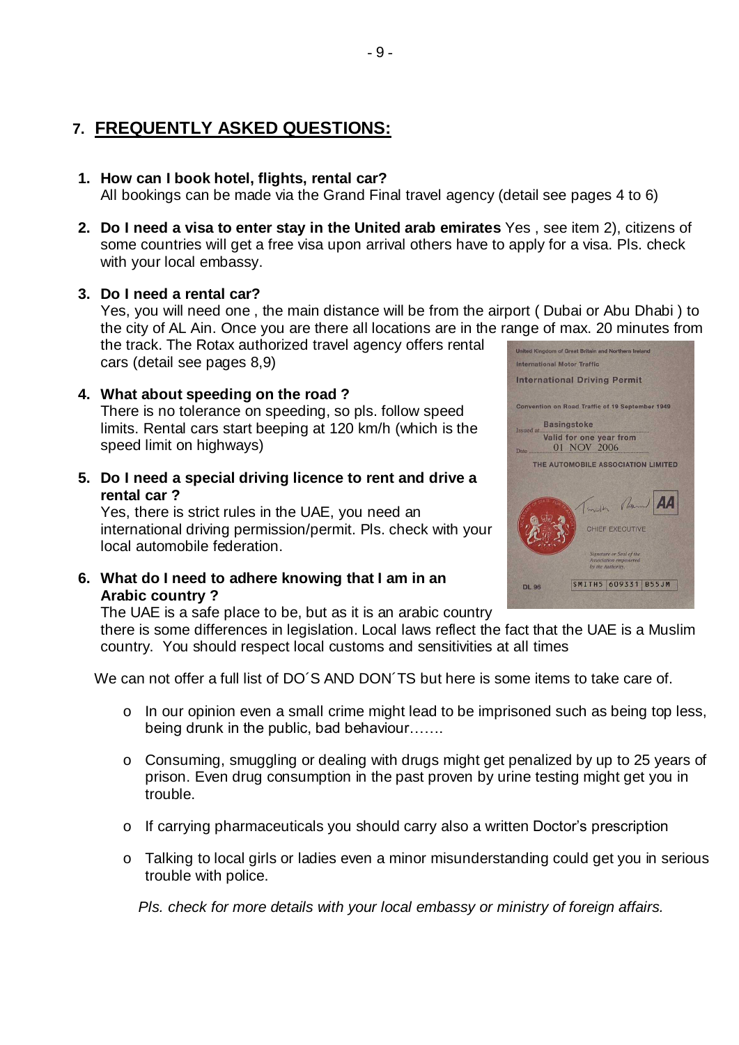## 7. FREQUENTLY ASKED QUESTIONS:

1. **How can I book hotel, flights, rental car?**
   All bookings can be made via the Grand Final travel agency (detail see pages 4 to 6)

2. **Do I need a visa to enter stay in the United arab emirates** Yes , see item 2), citizens of some countries will get a free visa upon arrival others have to apply for a visa. Pls. check with your local embassy.

3. **Do I need a rental car?**
   Yes, you will need one , the main distance will be from the airport ( Dubai or Abu Dhabi ) to the city of AL Ain. Once you are there all locations are in the range of max. 20 minutes from the track. The Rotax authorized travel agency offers rental cars (detail see pages 8,9)

4. **What about speeding on the road ?**
   There is no tolerance on speeding, so pls. follow speed limits. Rental cars start beeping at 120 km/h (which is the speed limit on highways)

5. **Do I need a special driving licence to rent and drive a rental car ?**
   Yes, there is strict rules in the UAE, you need an international driving permission/permit. Pls. check with your local automobile federation.

6. **What do I need to adhere knowing that I am in an Arabic country ?**
   The UAE is a safe place to be, but as it is an arabic country there is some differences in legislation. Local laws reflect the fact that the UAE is a Muslim country. You should respect local customs and sensitivities at all times

We can not offer a full list of DO´S AND DON´TS but here is some items to take care of.

- In our opinion even a small crime might lead to be imprisoned such as being top less, being drunk in the public, bad behaviour…….
- Consuming, smuggling or dealing with drugs might get penalized by up to 25 years of prison. Even drug consumption in the past proven by urine testing might get you in trouble.
- If carrying pharmaceuticals you should carry also a written Doctor's prescription
- Talking to local girls or ladies even a minor misunderstanding could get you in serious trouble with police.

*Pls. check for more details with your local embassy or ministry of foreign affairs.*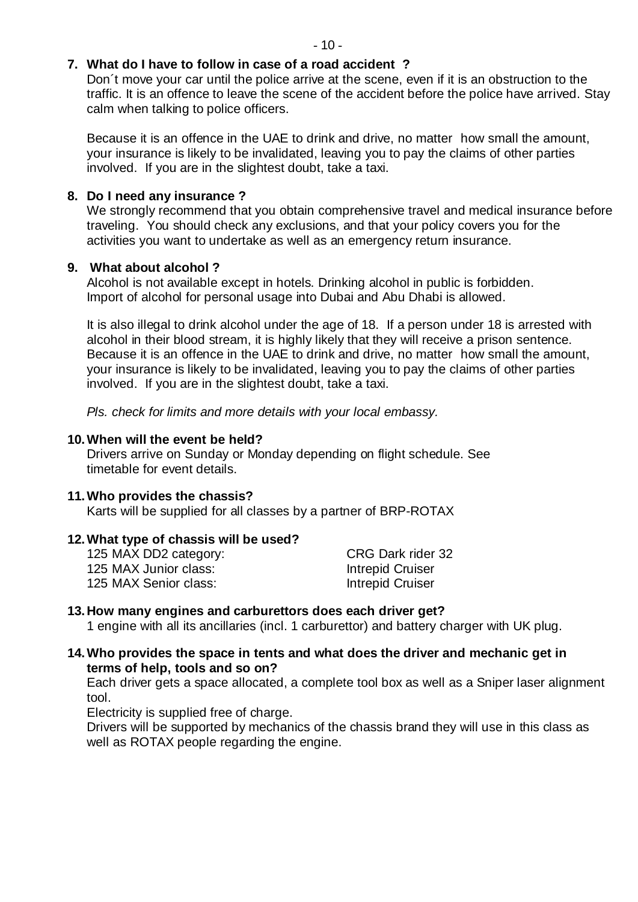**7. What do I have to follow in case of a road accident ?**

Don´t move your car until the police arrive at the scene, even if it is an obstruction to the traffic. It is an offence to leave the scene of the accident before the police have arrived. Stay calm when talking to police officers.

Because it is an offence in the UAE to drink and drive, no matter how small the amount, your insurance is likely to be invalidated, leaving you to pay the claims of other parties involved. If you are in the slightest doubt, take a taxi.

**8. Do I need any insurance ?**

We strongly recommend that you obtain comprehensive travel and medical insurance before traveling. You should check any exclusions, and that your policy covers you for the activities you want to undertake as well as an emergency return insurance.

**9. What about alcohol ?**

Alcohol is not available except in hotels. Drinking alcohol in public is forbidden. Import of alcohol for personal usage into Dubai and Abu Dhabi is allowed.

It is also illegal to drink alcohol under the age of 18. If a person under 18 is arrested with alcohol in their blood stream, it is highly likely that they will receive a prison sentence. Because it is an offence in the UAE to drink and drive, no matter how small the amount, your insurance is likely to be invalidated, leaving you to pay the claims of other parties involved. If you are in the slightest doubt, take a taxi.

*Pls. check for limits and more details with your local embassy.*

**10. When will the event be held?**

Drivers arrive on Sunday or Monday depending on flight schedule. See timetable for event details.

**11. Who provides the chassis?**

Karts will be supplied for all classes by a partner of BRP-ROTAX

**12. What type of chassis will be used?**

| | |
|---|---|
| 125 MAX DD2 category: | CRG Dark rider 32 |
| 125 MAX Junior class: | Intrepid Cruiser |
| 125 MAX Senior class: | Intrepid Cruiser |

**13. How many engines and carburettors does each driver get?**

1 engine with all its ancillaries (incl. 1 carburettor) and battery charger with UK plug.

**14. Who provides the space in tents and what does the driver and mechanic get in terms of help, tools and so on?**

Each driver gets a space allocated, a complete tool box as well as a Sniper laser alignment tool.

Electricity is supplied free of charge.

Drivers will be supported by mechanics of the chassis brand they will use in this class as well as ROTAX people regarding the engine.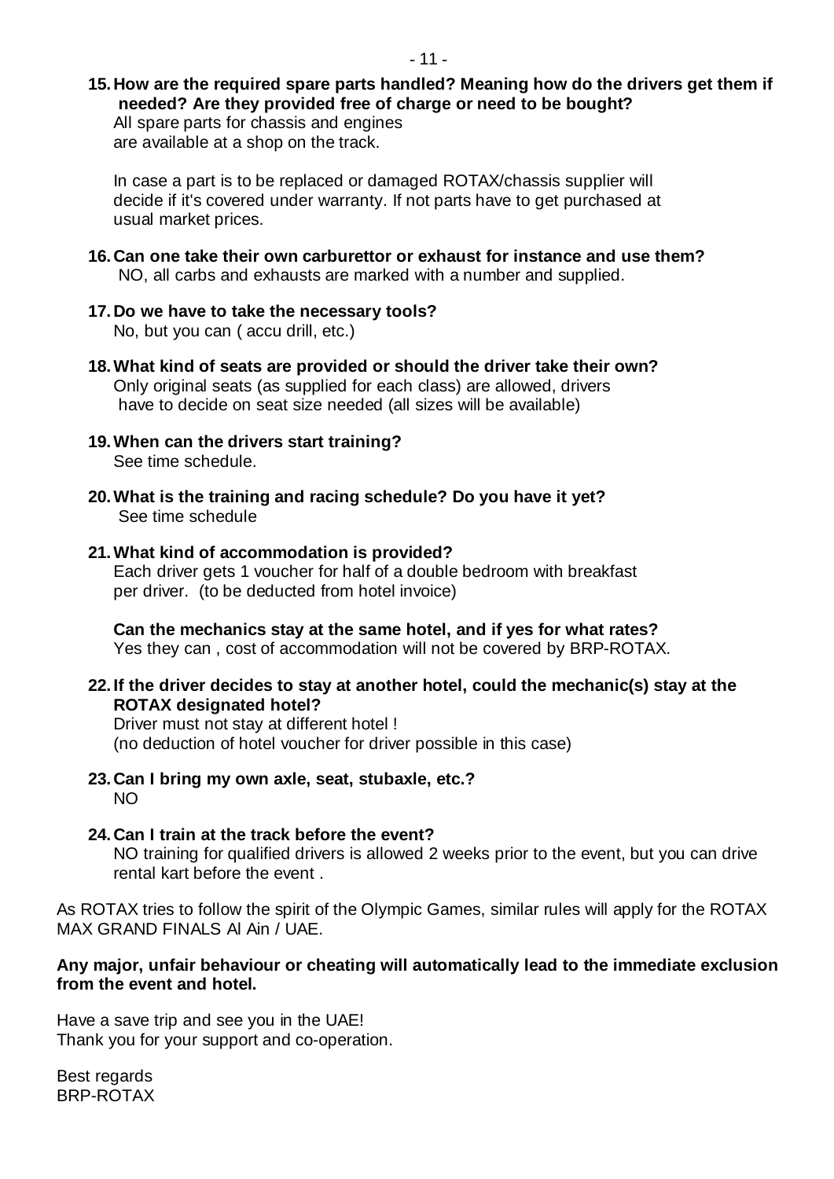**15. How are the required spare parts handled? Meaning how do the drivers get them if needed? Are they provided free of charge or need to be bought?**

All spare parts for chassis and engines are available at a shop on the track.

In case a part is to be replaced or damaged ROTAX/chassis supplier will decide if it's covered under warranty. If not parts have to get purchased at usual market prices.

**16. Can one take their own carburettor or exhaust for instance and use them?**

NO, all carbs and exhausts are marked with a number and supplied.

**17. Do we have to take the necessary tools?**

No, but you can ( accu drill, etc.)

**18. What kind of seats are provided or should the driver take their own?**

Only original seats (as supplied for each class) are allowed, drivers have to decide on seat size needed (all sizes will be available)

**19. When can the drivers start training?**

See time schedule.

**20. What is the training and racing schedule? Do you have it yet?**

See time schedule

**21. What kind of accommodation is provided?**

Each driver gets 1 voucher for half of a double bedroom with breakfast per driver. (to be deducted from hotel invoice)

**Can the mechanics stay at the same hotel, and if yes for what rates?**

Yes they can , cost of accommodation will not be covered by BRP-ROTAX.

**22. If the driver decides to stay at another hotel, could the mechanic(s) stay at the ROTAX designated hotel?**

Driver must not stay at different hotel !
(no deduction of hotel voucher for driver possible in this case)

**23. Can I bring my own axle, seat, stubaxle, etc.?**

NO

**24. Can I train at the track before the event?**

NO training for qualified drivers is allowed 2 weeks prior to the event, but you can drive rental kart before the event .

As ROTAX tries to follow the spirit of the Olympic Games, similar rules will apply for the ROTAX MAX GRAND FINALS Al Ain / UAE.

**Any major, unfair behaviour or cheating will automatically lead to the immediate exclusion from the event and hotel.**

Have a save trip and see you in the UAE!
Thank you for your support and co-operation.

Best regards
BRP-ROTAX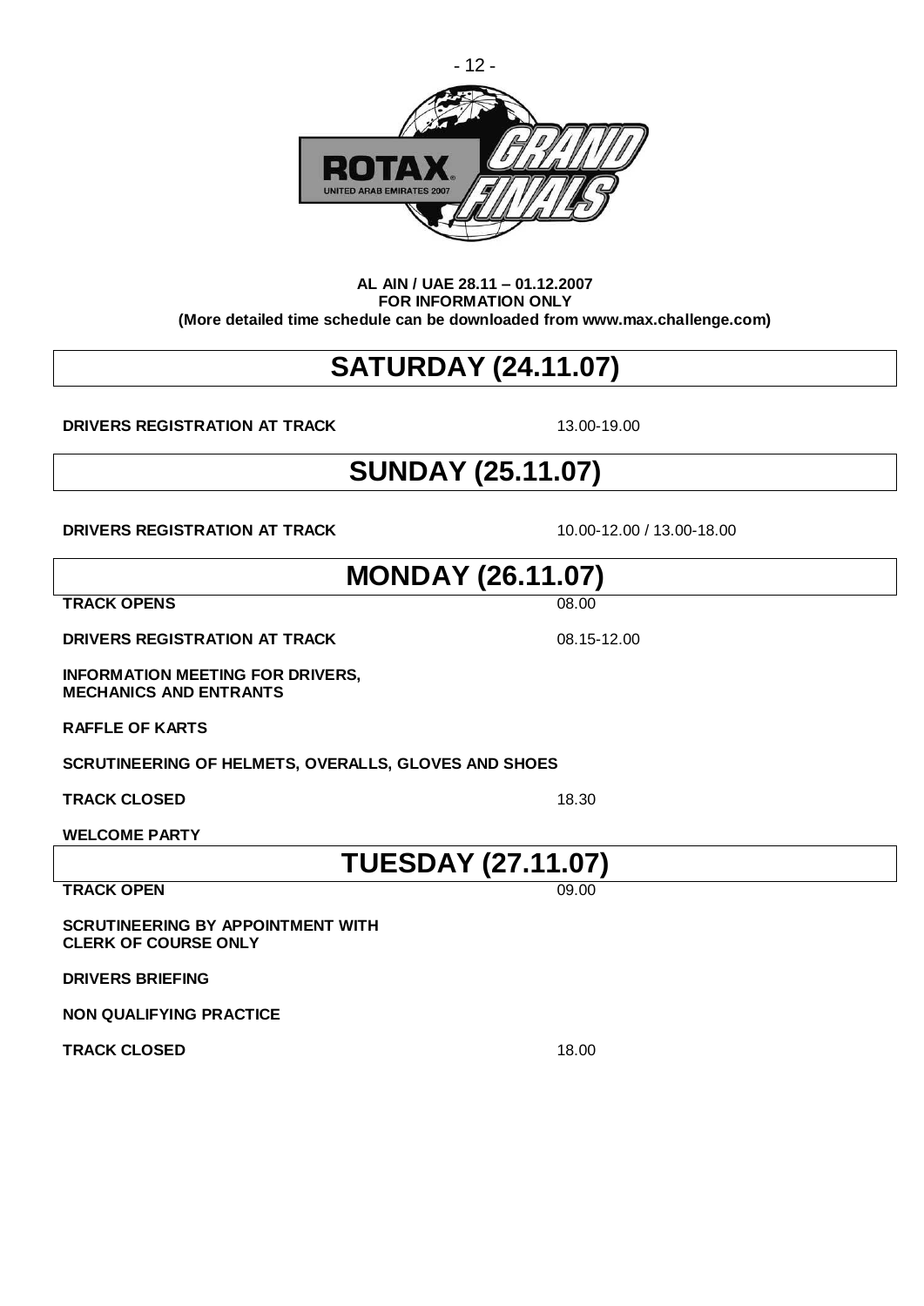**AL AIN / UAE 28.11 – 01.12.2007**
**FOR INFORMATION ONLY**
**(More detailed time schedule can be downloaded from www.max.challenge.com)**

# SATURDAY (24.11.07)

| | |
|---|---|
| **DRIVERS REGISTRATION AT TRACK** | 13.00-19.00 |

# SUNDAY (25.11.07)

| | |
|---|---|
| **DRIVERS REGISTRATION AT TRACK** | 10.00-12.00 / 13.00-18.00 |

# MONDAY (26.11.07)

| | |
|---|---|
| **TRACK OPENS** | 08.00 |
| **DRIVERS REGISTRATION AT TRACK** | 08.15-12.00 |
| **INFORMATION MEETING FOR DRIVERS, MECHANICS AND ENTRANTS** | |
| **RAFFLE OF KARTS** | |
| **SCRUTINEERING OF HELMETS, OVERALLS, GLOVES AND SHOES** | |
| **TRACK CLOSED** | 18.30 |
| **WELCOME PARTY** | |

# TUESDAY (27.11.07)

| | |
|---|---|
| **TRACK OPEN** | 09.00 |
| **SCRUTINEERING BY APPOINTMENT WITH CLERK OF COURSE ONLY** | |
| **DRIVERS BRIEFING** | |
| **NON QUALIFYING PRACTICE** | |
| **TRACK CLOSED** | 18.00 |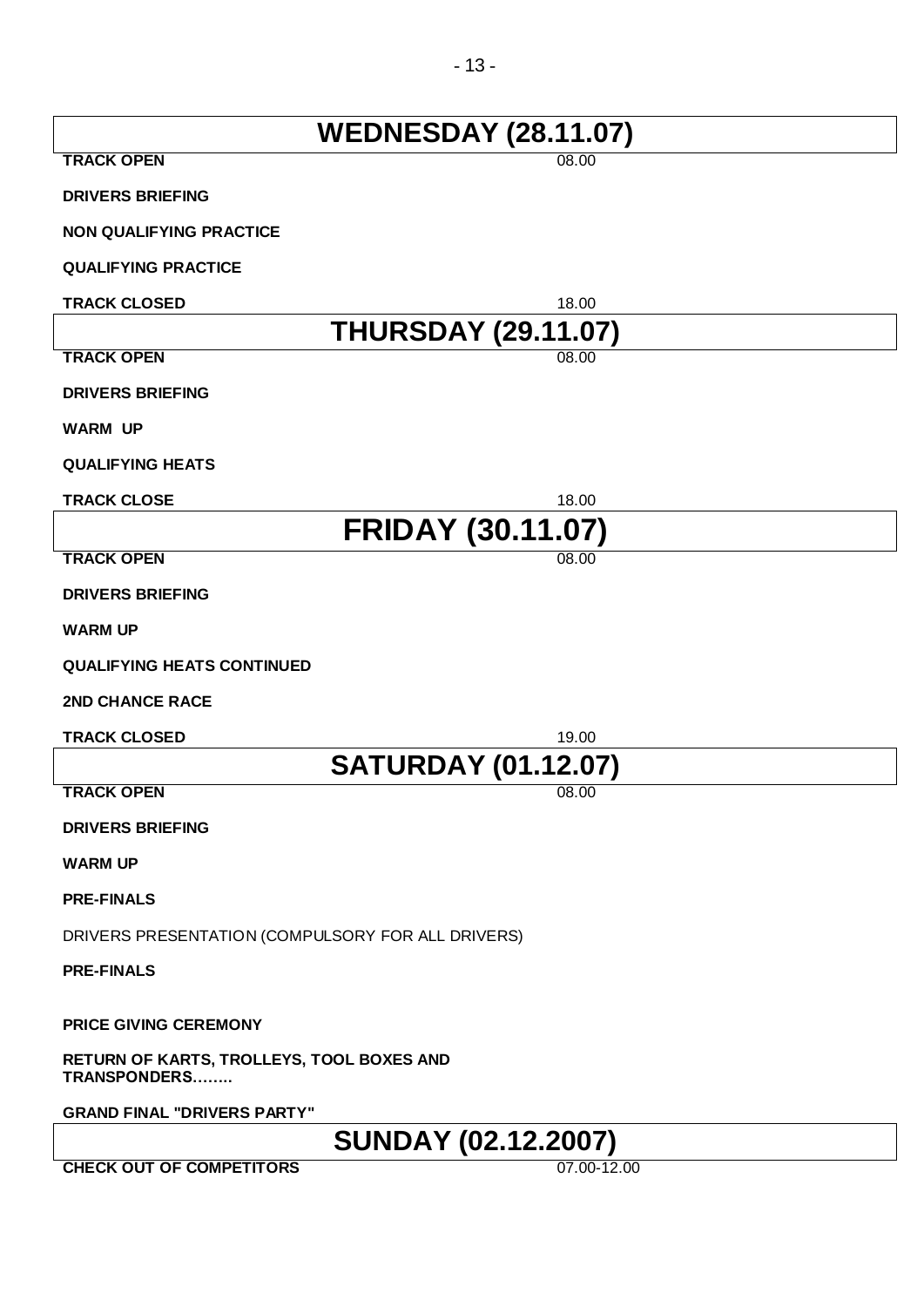## WEDNESDAY (28.11.07)

| | |
|---|---|
| **TRACK OPEN** | 08.00 |
| **DRIVERS BRIEFING** | |
| **NON QUALIFYING PRACTICE** | |
| **QUALIFYING PRACTICE** | |
| **TRACK CLOSED** | 18.00 |

## THURSDAY (29.11.07)

| | |
|---|---|
| **TRACK OPEN** | 08.00 |
| **DRIVERS BRIEFING** | |
| **WARM UP** | |
| **QUALIFYING HEATS** | |
| **TRACK CLOSE** | 18.00 |

## FRIDAY (30.11.07)

| | |
|---|---|
| **TRACK OPEN** | 08.00 |
| **DRIVERS BRIEFING** | |
| **WARM UP** | |
| **QUALIFYING HEATS CONTINUED** | |
| **2ND CHANCE RACE** | |
| **TRACK CLOSED** | 19.00 |

## SATURDAY (01.12.07)

| | |
|---|---|
| **TRACK OPEN** | 08.00 |
| **DRIVERS BRIEFING** | |
| **WARM UP** | |
| **PRE-FINALS** | |
| DRIVERS PRESENTATION (COMPULSORY FOR ALL DRIVERS) | |
| **PRE-FINALS** | |
| **PRICE GIVING CEREMONY** | |
| **RETURN OF KARTS, TROLLEYS, TOOL BOXES AND TRANSPONDERS……..** | |
| **GRAND FINAL "DRIVERS PARTY"** | |

## SUNDAY (02.12.2007)

| | |
|---|---|
| **CHECK OUT OF COMPETITORS** | 07.00-12.00 |